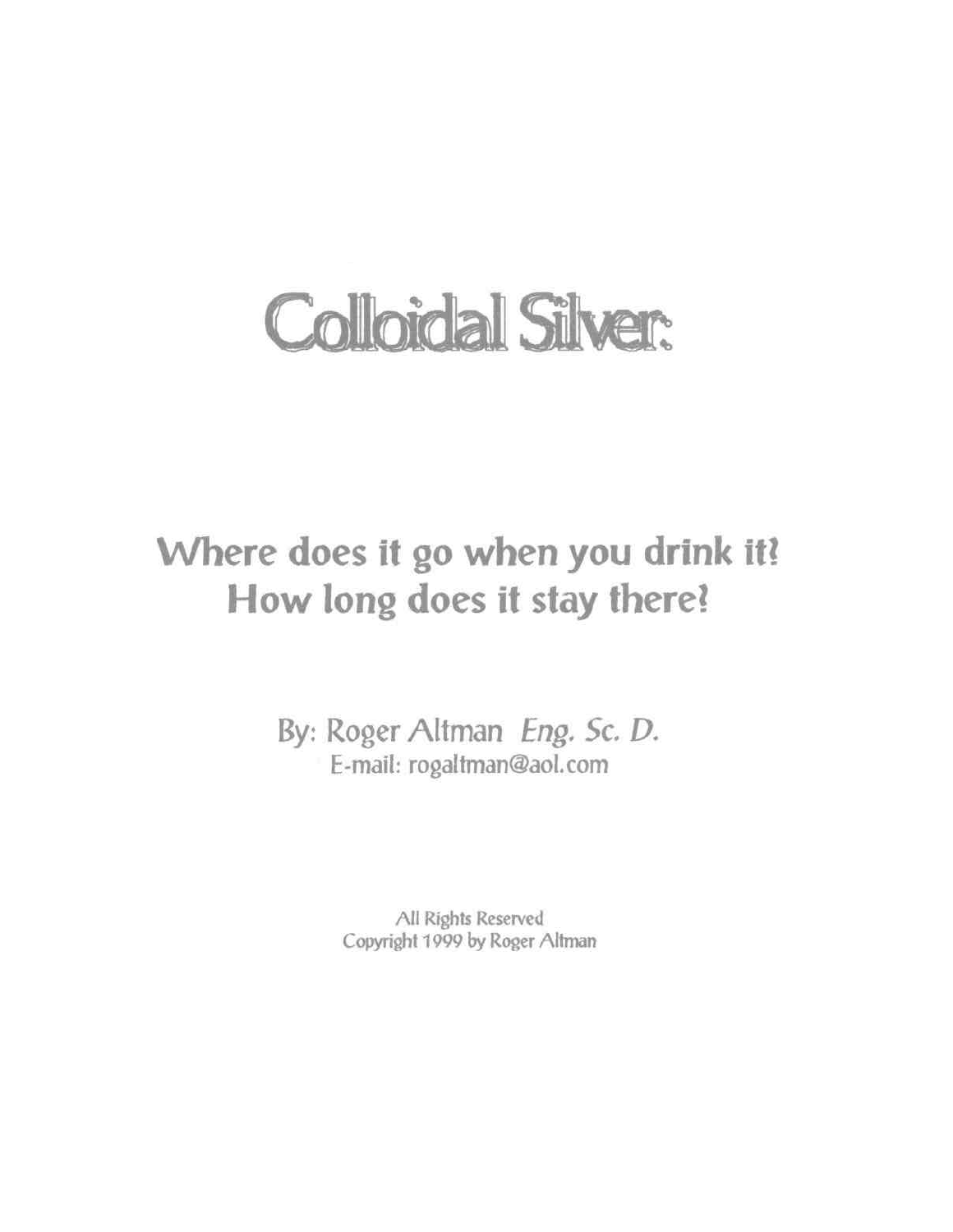# Colloidal Silver:

## Where does it go when you drink it?
## How long does it stay there?

By: Roger Altman *Eng. Sc. D.*
E-mail: rogaltman@aol.com

All Rights Reserved
Copyright 1999 by Roger Altman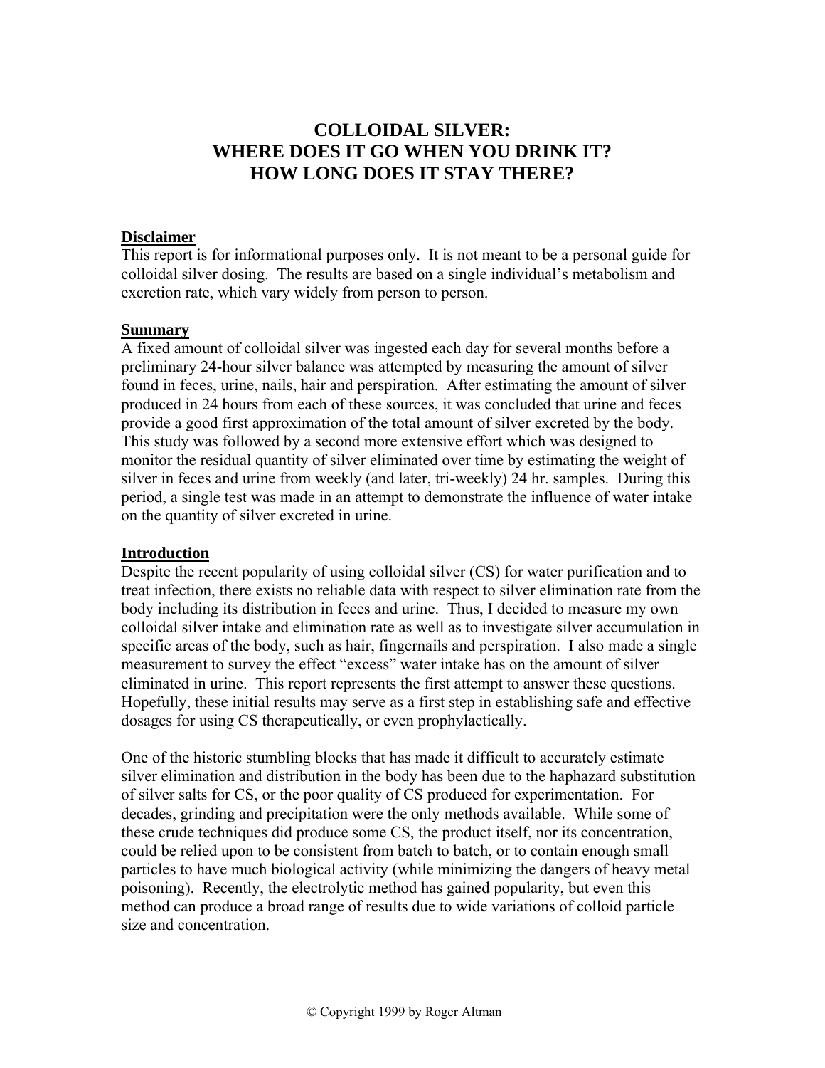# COLLOIDAL SILVER: WHERE DOES IT GO WHEN YOU DRINK IT? HOW LONG DOES IT STAY THERE?

## Disclaimer

This report is for informational purposes only. It is not meant to be a personal guide for colloidal silver dosing. The results are based on a single individual's metabolism and excretion rate, which vary widely from person to person.

## Summary

A fixed amount of colloidal silver was ingested each day for several months before a preliminary 24-hour silver balance was attempted by measuring the amount of silver found in feces, urine, nails, hair and perspiration. After estimating the amount of silver produced in 24 hours from each of these sources, it was concluded that urine and feces provide a good first approximation of the total amount of silver excreted by the body. This study was followed by a second more extensive effort which was designed to monitor the residual quantity of silver eliminated over time by estimating the weight of silver in feces and urine from weekly (and later, tri-weekly) 24 hr. samples. During this period, a single test was made in an attempt to demonstrate the influence of water intake on the quantity of silver excreted in urine.

## Introduction

Despite the recent popularity of using colloidal silver (CS) for water purification and to treat infection, there exists no reliable data with respect to silver elimination rate from the body including its distribution in feces and urine. Thus, I decided to measure my own colloidal silver intake and elimination rate as well as to investigate silver accumulation in specific areas of the body, such as hair, fingernails and perspiration. I also made a single measurement to survey the effect "excess" water intake has on the amount of silver eliminated in urine. This report represents the first attempt to answer these questions. Hopefully, these initial results may serve as a first step in establishing safe and effective dosages for using CS therapeutically, or even prophylactically.

One of the historic stumbling blocks that has made it difficult to accurately estimate silver elimination and distribution in the body has been due to the haphazard substitution of silver salts for CS, or the poor quality of CS produced for experimentation. For decades, grinding and precipitation were the only methods available. While some of these crude techniques did produce some CS, the product itself, nor its concentration, could be relied upon to be consistent from batch to batch, or to contain enough small particles to have much biological activity (while minimizing the dangers of heavy metal poisoning). Recently, the electrolytic method has gained popularity, but even this method can produce a broad range of results due to wide variations of colloid particle size and concentration.

© Copyright 1999 by Roger Altman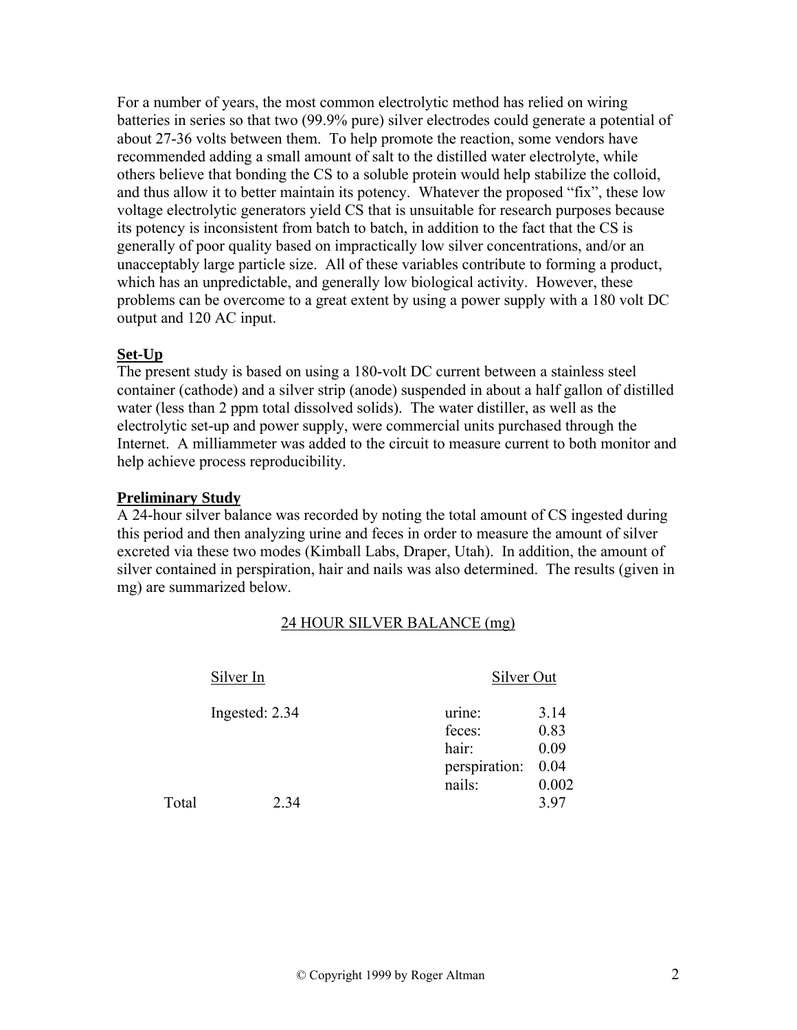For a number of years, the most common electrolytic method has relied on wiring batteries in series so that two (99.9% pure) silver electrodes could generate a potential of about 27-36 volts between them. To help promote the reaction, some vendors have recommended adding a small amount of salt to the distilled water electrolyte, while others believe that bonding the CS to a soluble protein would help stabilize the colloid, and thus allow it to better maintain its potency. Whatever the proposed "fix", these low voltage electrolytic generators yield CS that is unsuitable for research purposes because its potency is inconsistent from batch to batch, in addition to the fact that the CS is generally of poor quality based on impractically low silver concentrations, and/or an unacceptably large particle size. All of these variables contribute to forming a product, which has an unpredictable, and generally low biological activity. However, these problems can be overcome to a great extent by using a power supply with a 180 volt DC output and 120 AC input.

**Set-Up**

The present study is based on using a 180-volt DC current between a stainless steel container (cathode) and a silver strip (anode) suspended in about a half gallon of distilled water (less than 2 ppm total dissolved solids). The water distiller, as well as the electrolytic set-up and power supply, were commercial units purchased through the Internet. A milliammeter was added to the circuit to measure current to both monitor and help achieve process reproducibility.

**Preliminary Study**

A 24-hour silver balance was recorded by noting the total amount of CS ingested during this period and then analyzing urine and feces in order to measure the amount of silver excreted via these two modes (Kimball Labs, Draper, Utah). In addition, the amount of silver contained in perspiration, hair and nails was also determined. The results (given in mg) are summarized below.

24 HOUR SILVER BALANCE (mg)

| | Silver In | Silver Out | |
|---|---|---|---|
| | Ingested: 2.34 | urine: | 3.14 |
| | | feces: | 0.83 |
| | | hair: | 0.09 |
| | | perspiration: | 0.04 |
| | | nails: | 0.002 |
| Total | 2.34 | | 3.97 |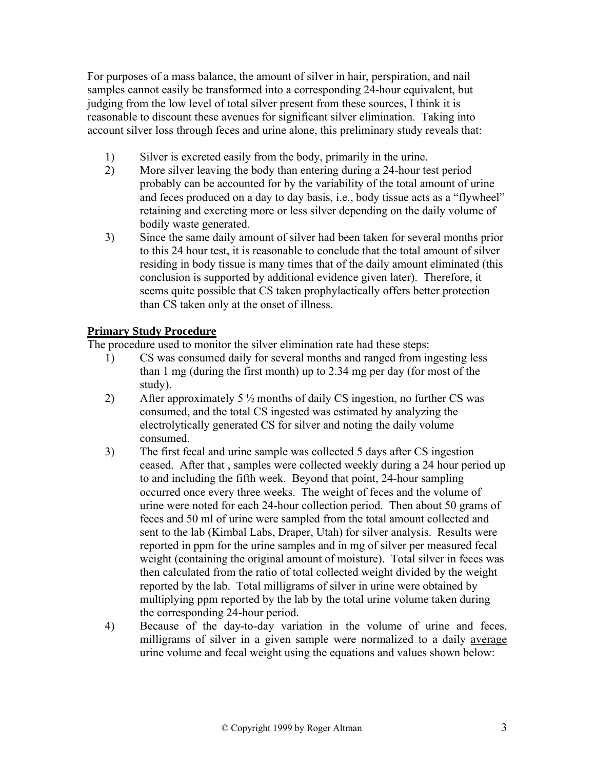For purposes of a mass balance, the amount of silver in hair, perspiration, and nail samples cannot easily be transformed into a corresponding 24-hour equivalent, but judging from the low level of total silver present from these sources, I think it is reasonable to discount these avenues for significant silver elimination. Taking into account silver loss through feces and urine alone, this preliminary study reveals that:

1) Silver is excreted easily from the body, primarily in the urine.
2) More silver leaving the body than entering during a 24-hour test period probably can be accounted for by the variability of the total amount of urine and feces produced on a day to day basis, i.e., body tissue acts as a "flywheel" retaining and excreting more or less silver depending on the daily volume of bodily waste generated.
3) Since the same daily amount of silver had been taken for several months prior to this 24 hour test, it is reasonable to conclude that the total amount of silver residing in body tissue is many times that of the daily amount eliminated (this conclusion is supported by additional evidence given later). Therefore, it seems quite possible that CS taken prophylactically offers better protection than CS taken only at the onset of illness.

## Primary Study Procedure

The procedure used to monitor the silver elimination rate had these steps:

1) CS was consumed daily for several months and ranged from ingesting less than 1 mg (during the first month) up to 2.34 mg per day (for most of the study).
2) After approximately 5 ½ months of daily CS ingestion, no further CS was consumed, and the total CS ingested was estimated by analyzing the electrolytically generated CS for silver and noting the daily volume consumed.
3) The first fecal and urine sample was collected 5 days after CS ingestion ceased. After that , samples were collected weekly during a 24 hour period up to and including the fifth week. Beyond that point, 24-hour sampling occurred once every three weeks. The weight of feces and the volume of urine were noted for each 24-hour collection period. Then about 50 grams of feces and 50 ml of urine were sampled from the total amount collected and sent to the lab (Kimbal Labs, Draper, Utah) for silver analysis. Results were reported in ppm for the urine samples and in mg of silver per measured fecal weight (containing the original amount of moisture). Total silver in feces was then calculated from the ratio of total collected weight divided by the weight reported by the lab. Total milligrams of silver in urine were obtained by multiplying ppm reported by the lab by the total urine volume taken during the corresponding 24-hour period.
4) Because of the day-to-day variation in the volume of urine and feces, milligrams of silver in a given sample were normalized to a daily <u>average</u> urine volume and fecal weight using the equations and values shown below: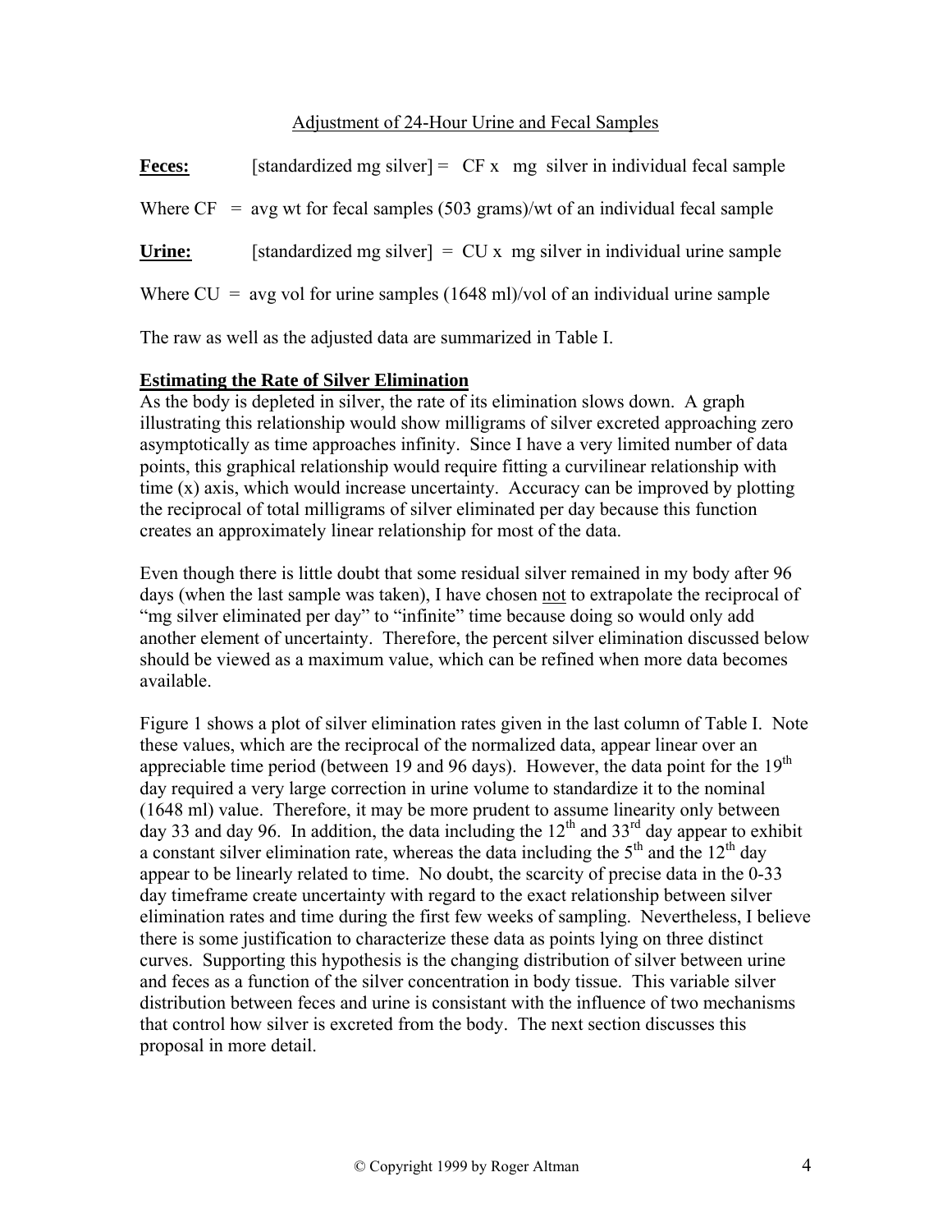## Adjustment of 24-Hour Urine and Fecal Samples

**Feces:** [standardized mg silver] = CF x mg silver in individual fecal sample

Where CF = avg wt for fecal samples (503 grams)/wt of an individual fecal sample

**Urine:** [standardized mg silver] = CU x mg silver in individual urine sample

Where CU = avg vol for urine samples (1648 ml)/vol of an individual urine sample

The raw as well as the adjusted data are summarized in Table I.

### Estimating the Rate of Silver Elimination

As the body is depleted in silver, the rate of its elimination slows down. A graph illustrating this relationship would show milligrams of silver excreted approaching zero asymptotically as time approaches infinity. Since I have a very limited number of data points, this graphical relationship would require fitting a curvilinear relationship with time (x) axis, which would increase uncertainty. Accuracy can be improved by plotting the reciprocal of total milligrams of silver eliminated per day because this function creates an approximately linear relationship for most of the data.

Even though there is little doubt that some residual silver remained in my body after 96 days (when the last sample was taken), I have chosen not to extrapolate the reciprocal of "mg silver eliminated per day" to "infinite" time because doing so would only add another element of uncertainty. Therefore, the percent silver elimination discussed below should be viewed as a maximum value, which can be refined when more data becomes available.

Figure 1 shows a plot of silver elimination rates given in the last column of Table I. Note these values, which are the reciprocal of the normalized data, appear linear over an appreciable time period (between 19 and 96 days). However, the data point for the 19th day required a very large correction in urine volume to standardize it to the nominal (1648 ml) value. Therefore, it may be more prudent to assume linearity only between day 33 and day 96. In addition, the data including the 12th and 33rd day appear to exhibit a constant silver elimination rate, whereas the data including the 5th and the 12th day appear to be linearly related to time. No doubt, the scarcity of precise data in the 0-33 day timeframe create uncertainty with regard to the exact relationship between silver elimination rates and time during the first few weeks of sampling. Nevertheless, I believe there is some justification to characterize these data as points lying on three distinct curves. Supporting this hypothesis is the changing distribution of silver between urine and feces as a function of the silver concentration in body tissue. This variable silver distribution between feces and urine is consistant with the influence of two mechanisms that control how silver is excreted from the body. The next section discusses this proposal in more detail.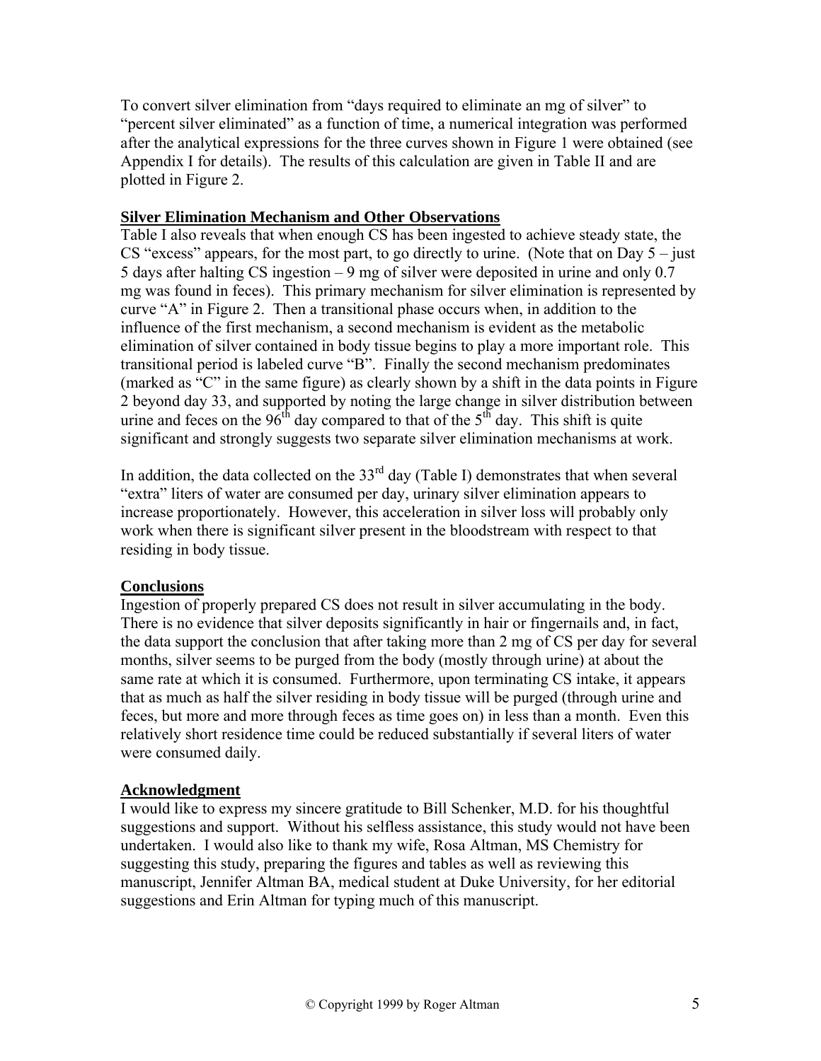To convert silver elimination from "days required to eliminate an mg of silver" to "percent silver eliminated" as a function of time, a numerical integration was performed after the analytical expressions for the three curves shown in Figure 1 were obtained (see Appendix I for details). The results of this calculation are given in Table II and are plotted in Figure 2.

## Silver Elimination Mechanism and Other Observations

Table I also reveals that when enough CS has been ingested to achieve steady state, the CS "excess" appears, for the most part, to go directly to urine. (Note that on Day 5 – just 5 days after halting CS ingestion – 9 mg of silver were deposited in urine and only 0.7 mg was found in feces). This primary mechanism for silver elimination is represented by curve "A" in Figure 2. Then a transitional phase occurs when, in addition to the influence of the first mechanism, a second mechanism is evident as the metabolic elimination of silver contained in body tissue begins to play a more important role. This transitional period is labeled curve "B". Finally the second mechanism predominates (marked as "C" in the same figure) as clearly shown by a shift in the data points in Figure 2 beyond day 33, and supported by noting the large change in silver distribution between urine and feces on the 96th day compared to that of the 5th day. This shift is quite significant and strongly suggests two separate silver elimination mechanisms at work.

In addition, the data collected on the 33rd day (Table I) demonstrates that when several "extra" liters of water are consumed per day, urinary silver elimination appears to increase proportionately. However, this acceleration in silver loss will probably only work when there is significant silver present in the bloodstream with respect to that residing in body tissue.

## Conclusions

Ingestion of properly prepared CS does not result in silver accumulating in the body. There is no evidence that silver deposits significantly in hair or fingernails and, in fact, the data support the conclusion that after taking more than 2 mg of CS per day for several months, silver seems to be purged from the body (mostly through urine) at about the same rate at which it is consumed. Furthermore, upon terminating CS intake, it appears that as much as half the silver residing in body tissue will be purged (through urine and feces, but more and more through feces as time goes on) in less than a month. Even this relatively short residence time could be reduced substantially if several liters of water were consumed daily.

## Acknowledgment

I would like to express my sincere gratitude to Bill Schenker, M.D. for his thoughtful suggestions and support. Without his selfless assistance, this study would not have been undertaken. I would also like to thank my wife, Rosa Altman, MS Chemistry for suggesting this study, preparing the figures and tables as well as reviewing this manuscript, Jennifer Altman BA, medical student at Duke University, for her editorial suggestions and Erin Altman for typing much of this manuscript.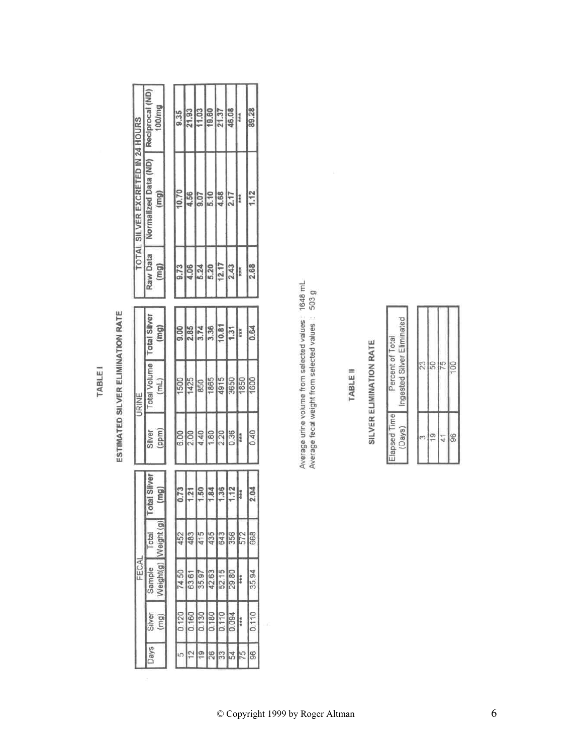**TABLE I**

**ESTIMATED SILVER ELIMINATION RATE**

| | FECAL | | | | URINE | | | TOTAL SILVER EXCRETED IN 24 HOURS | | |
|---|---|---|---|---|---|---|---|---|---|---|
| Days | Silver (mg) | Sample Weight(g) | Total Weight (g) | Total Silver (mg) | Silver (ppm) | Total Volume (mL) | Total Silver (mg) | Raw Data (mg) | Normalized Data (ND) (mg) | Reciprocal (ND) 100/mg |
| 5 | 0.120 | 74.50 | 452 | 0.73 | 6.00 | 1500 | 9.00 | 9.73 | 10.70 | 9.35 |
| 12 | 0.160 | 63.61 | 483 | 1.21 | 2.00 | 1425 | 2.85 | 4.06 | 4.56 | 21.93 |
| 19 | 0.130 | 35.97 | 415 | 1.50 | 4.40 | 850 | 3.74 | 5.24 | 9.07 | 11.03 |
| 26 | 0.180 | 42.63 | 435 | 1.84 | 1.80 | 1865 | 3.36 | 5.20 | 5.10 | 19.60 |
| 33 | 0.110 | 52.15 | 643 | 1.36 | 2.20 | 4915 | 10.81 | 12.17 | 4.68 | 21.37 |
| 54 | 0.094 | 29.80 | 356 | 1.12 | 0.36 | 3650 | 1.31 | 2.43 | 2.17 | 46.08 |
| 75 | *** | *** | 572 | *** | *** | 1850 | *** | *** | *** | *** |
| 96 | 0.110 | 35.94 | 668 | 2.04 | 0.40 | 1600 | 0.64 | 2.68 | 1.12 | 89.28 |

Average urine volume from selected values : 1648 mL
Average fecal weight from selected values : 503 g

**TABLE II**

**SILVER ELIMINATION RATE**

| Elapsed Time (Days) | Percent of Total Ingested Silver Eliminated |
|---|---|
| 3 | 23 |
| 19 | 50 |
| 41 | 75 |
| 96 | 100 |

© Copyright 1999 by Roger Altman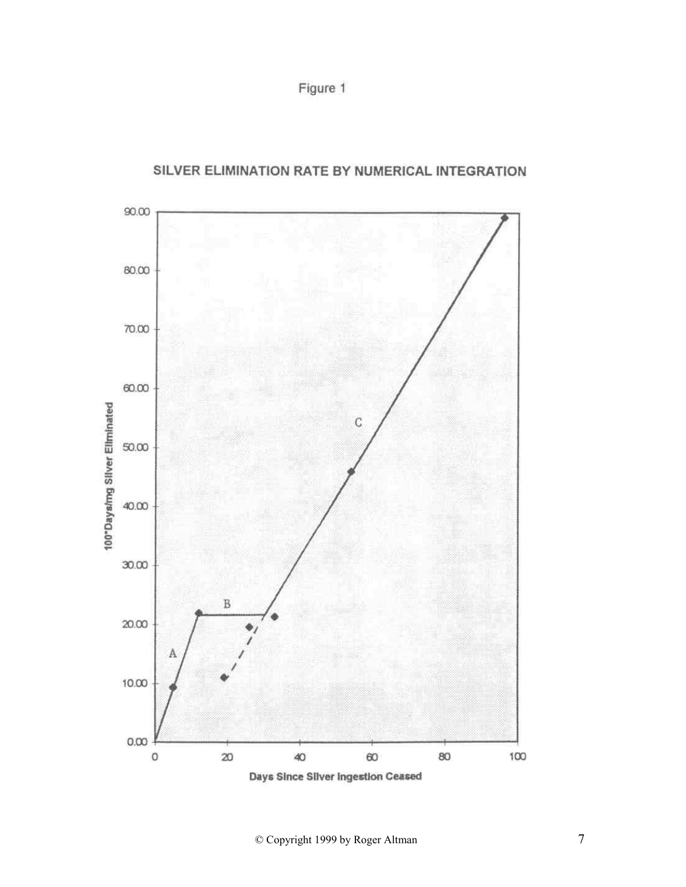Figure 1

SILVER ELIMINATION RATE BY NUMERICAL INTEGRATION

© Copyright 1999 by Roger Altman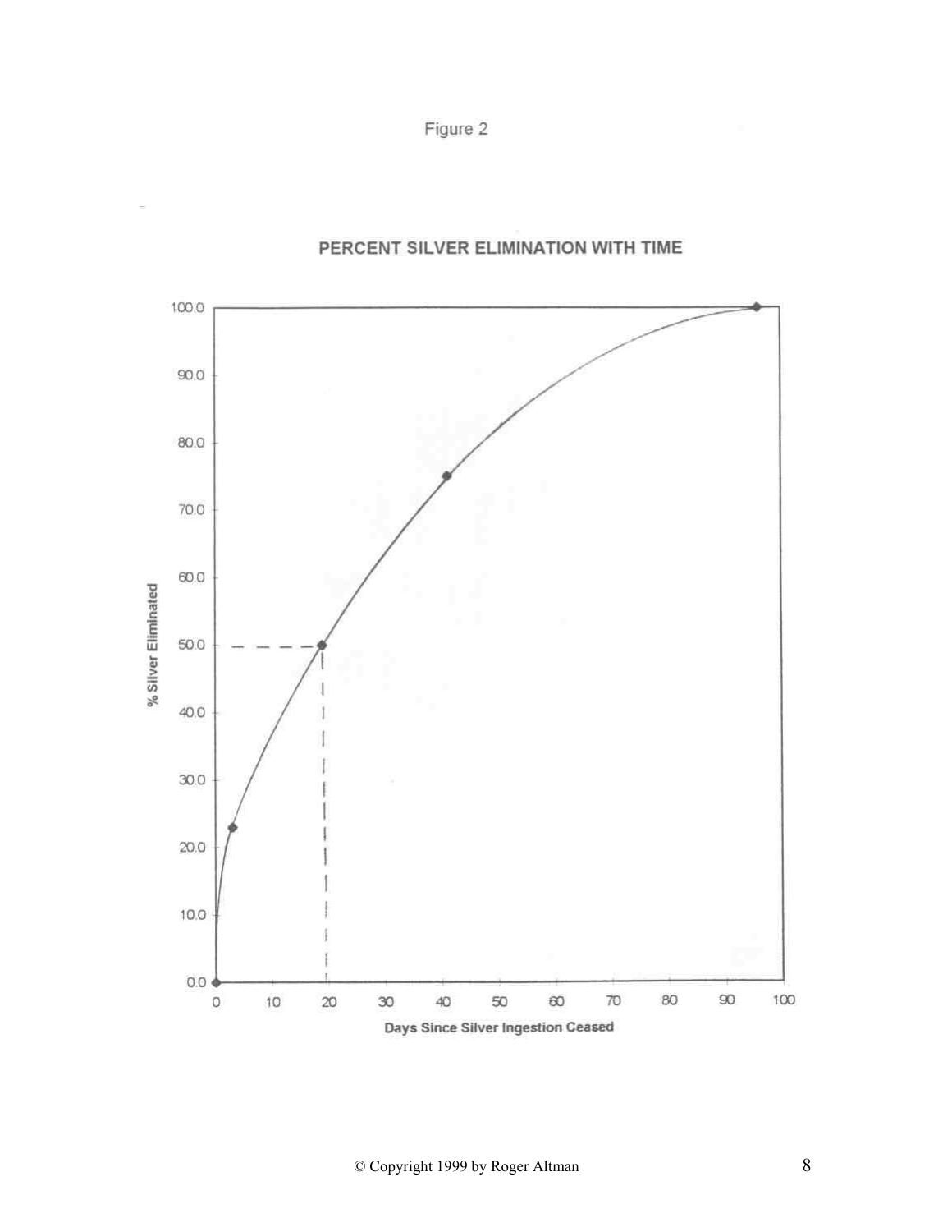Figure 2

PERCENT SILVER ELIMINATION WITH TIME

© Copyright 1999 by Roger Altman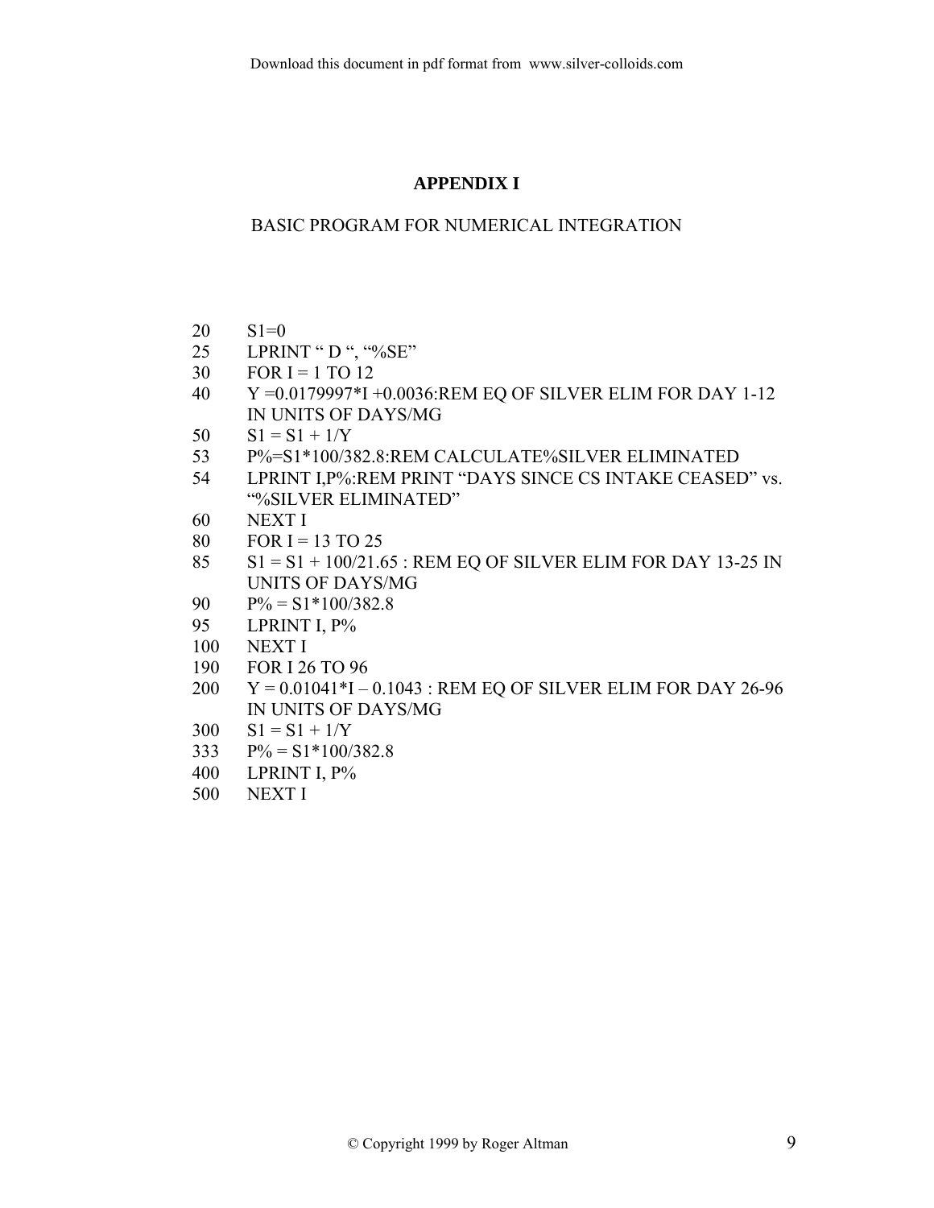# APPENDIX I

## BASIC PROGRAM FOR NUMERICAL INTEGRATION

```
20    S1=0
25    LPRINT " D ", "%SE"
30    FOR I = 1 TO 12
40    Y =0.0179997*I +0.0036:REM EQ OF SILVER ELIM FOR DAY 1-12
      IN UNITS OF DAYS/MG
50    S1 = S1 + 1/Y
53    P%=S1*100/382.8:REM CALCULATE%SILVER ELIMINATED
54    LPRINT I,P%:REM PRINT "DAYS SINCE CS INTAKE CEASED" vs.
      "%SILVER ELIMINATED"
60    NEXT I
80    FOR I = 13 TO 25
85    S1 = S1 + 100/21.65 : REM EQ OF SILVER ELIM FOR DAY 13-25 IN
      UNITS OF DAYS/MG
90    P% = S1*100/382.8
95    LPRINT I, P%
100   NEXT I
190   FOR I 26 TO 96
200   Y = 0.01041*I – 0.1043 : REM EQ OF SILVER ELIM FOR DAY 26-96
      IN UNITS OF DAYS/MG
300   S1 = S1 + 1/Y
333   P% = S1*100/382.8
400   LPRINT I, P%
500   NEXT I
```

© Copyright 1999 by Roger Altman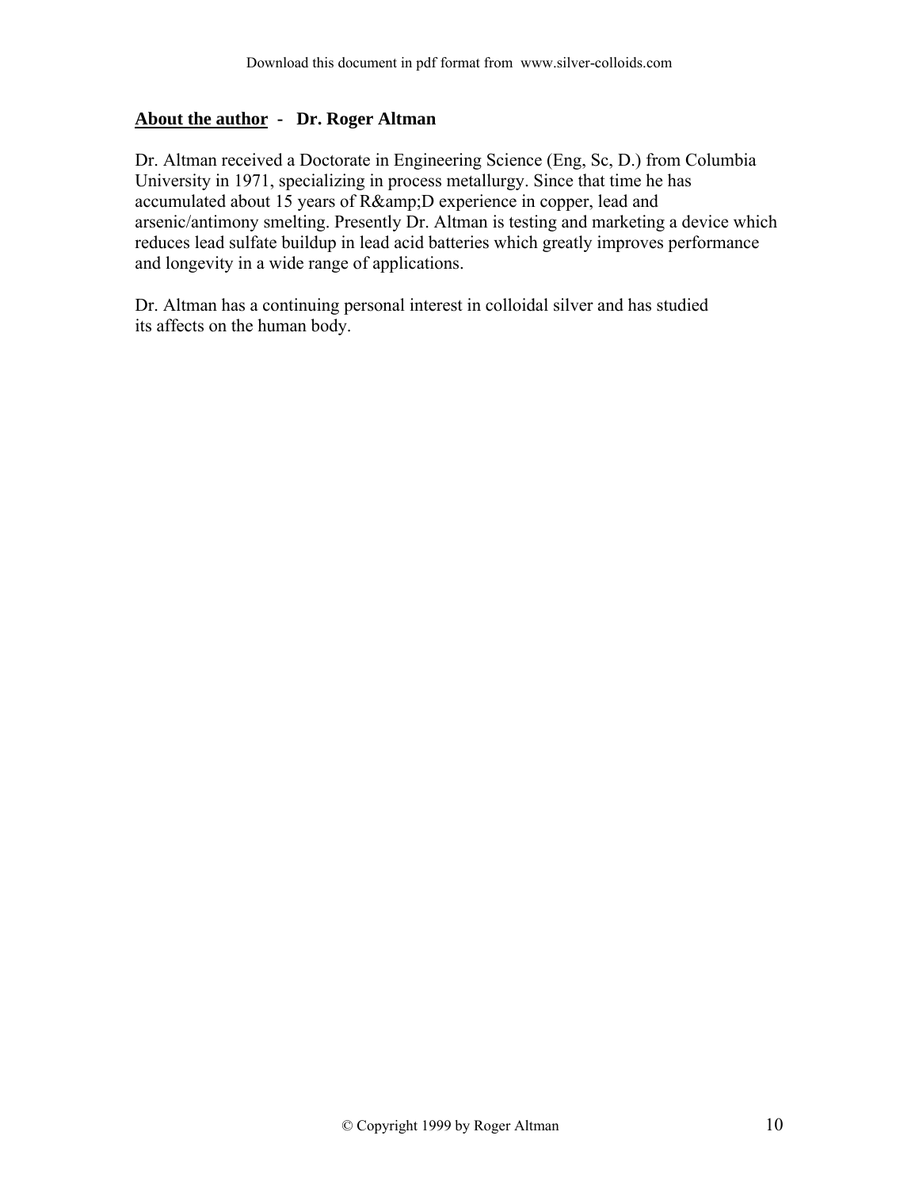**About the author** - **Dr. Roger Altman**

Dr. Altman received a Doctorate in Engineering Science (Eng, Sc, D.) from Columbia University in 1971, specializing in process metallurgy. Since that time he has accumulated about 15 years of R&amp;D experience in copper, lead and arsenic/antimony smelting. Presently Dr. Altman is testing and marketing a device which reduces lead sulfate buildup in lead acid batteries which greatly improves performance and longevity in a wide range of applications.

Dr. Altman has a continuing personal interest in colloidal silver and has studied its affects on the human body.